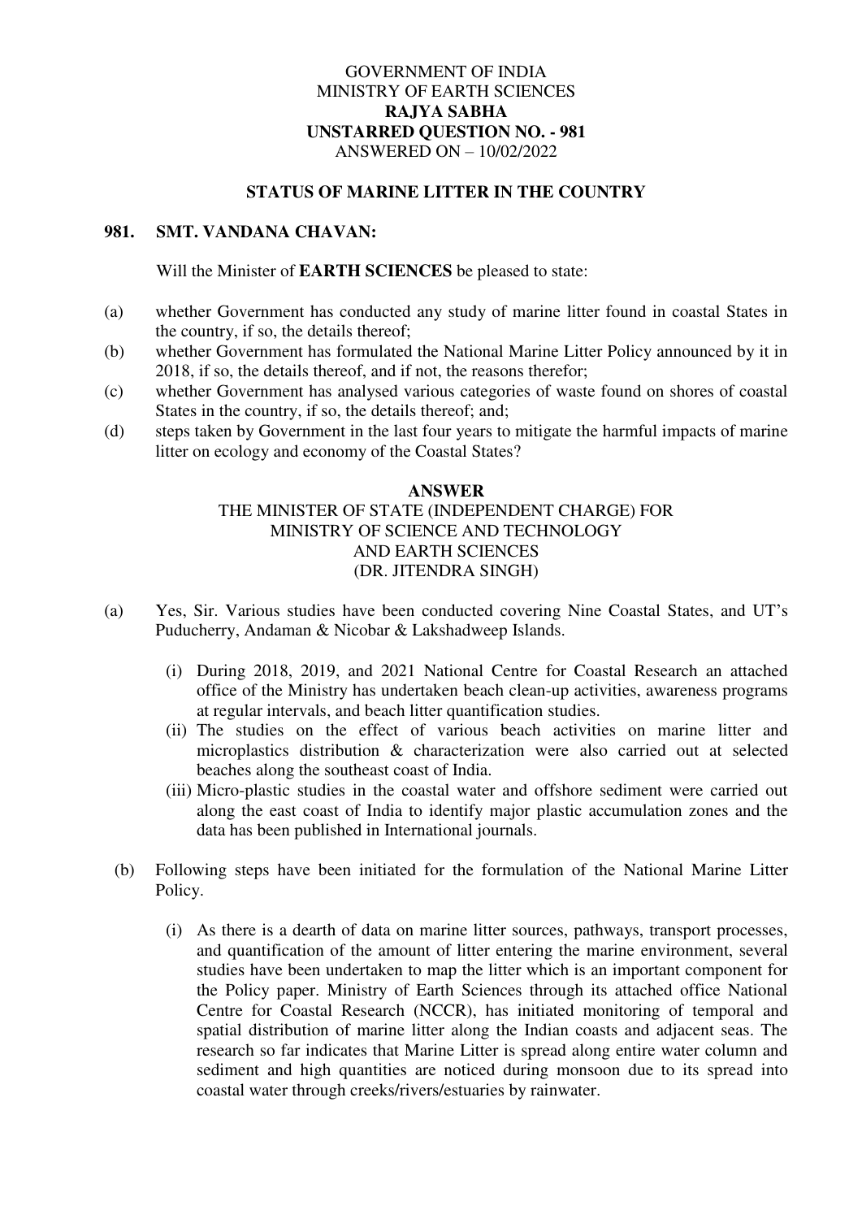GOVERNMENT OF INDIA
MINISTRY OF EARTH SCIENCES
**RAJYA SABHA**
**UNSTARRED QUESTION NO. - 981**
ANSWERED ON – 10/02/2022

## STATUS OF MARINE LITTER IN THE COUNTRY

**981. SMT. VANDANA CHAVAN:**

Will the Minister of **EARTH SCIENCES** be pleased to state:

(a) whether Government has conducted any study of marine litter found in coastal States in the country, if so, the details thereof;

(b) whether Government has formulated the National Marine Litter Policy announced by it in 2018, if so, the details thereof, and if not, the reasons therefor;

(c) whether Government has analysed various categories of waste found on shores of coastal States in the country, if so, the details thereof; and;

(d) steps taken by Government in the last four years to mitigate the harmful impacts of marine litter on ecology and economy of the Coastal States?

**ANSWER**

THE MINISTER OF STATE (INDEPENDENT CHARGE) FOR
MINISTRY OF SCIENCE AND TECHNOLOGY
AND EARTH SCIENCES
(DR. JITENDRA SINGH)

(a) Yes, Sir. Various studies have been conducted covering Nine Coastal States, and UT's Puducherry, Andaman & Nicobar & Lakshadweep Islands.

(i) During 2018, 2019, and 2021 National Centre for Coastal Research an attached office of the Ministry has undertaken beach clean-up activities, awareness programs at regular intervals, and beach litter quantification studies.

(ii) The studies on the effect of various beach activities on marine litter and microplastics distribution & characterization were also carried out at selected beaches along the southeast coast of India.

(iii) Micro-plastic studies in the coastal water and offshore sediment were carried out along the east coast of India to identify major plastic accumulation zones and the data has been published in International journals.

(b) Following steps have been initiated for the formulation of the National Marine Litter Policy.

(i) As there is a dearth of data on marine litter sources, pathways, transport processes, and quantification of the amount of litter entering the marine environment, several studies have been undertaken to map the litter which is an important component for the Policy paper. Ministry of Earth Sciences through its attached office National Centre for Coastal Research (NCCR), has initiated monitoring of temporal and spatial distribution of marine litter along the Indian coasts and adjacent seas. The research so far indicates that Marine Litter is spread along entire water column and sediment and high quantities are noticed during monsoon due to its spread into coastal water through creeks/rivers/estuaries by rainwater.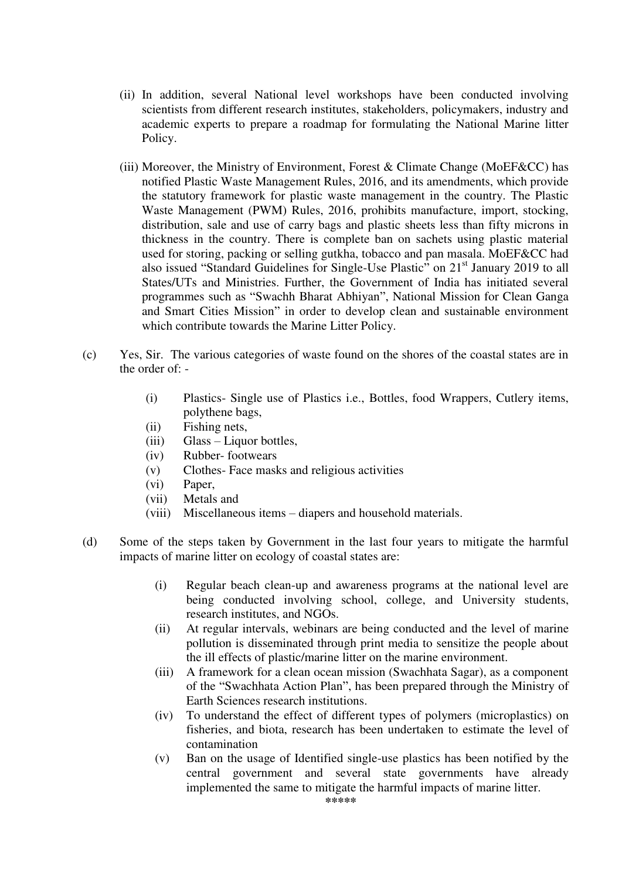(ii) In addition, several National level workshops have been conducted involving scientists from different research institutes, stakeholders, policymakers, industry and academic experts to prepare a roadmap for formulating the National Marine litter Policy.

(iii) Moreover, the Ministry of Environment, Forest & Climate Change (MoEF&CC) has notified Plastic Waste Management Rules, 2016, and its amendments, which provide the statutory framework for plastic waste management in the country. The Plastic Waste Management (PWM) Rules, 2016, prohibits manufacture, import, stocking, distribution, sale and use of carry bags and plastic sheets less than fifty microns in thickness in the country. There is complete ban on sachets using plastic material used for storing, packing or selling gutkha, tobacco and pan masala. MoEF&CC had also issued "Standard Guidelines for Single-Use Plastic" on 21st January 2019 to all States/UTs and Ministries. Further, the Government of India has initiated several programmes such as "Swachh Bharat Abhiyan", National Mission for Clean Ganga and Smart Cities Mission" in order to develop clean and sustainable environment which contribute towards the Marine Litter Policy.

(c) Yes, Sir. The various categories of waste found on the shores of the coastal states are in the order of: -

(i) Plastics- Single use of Plastics i.e., Bottles, food Wrappers, Cutlery items, polythene bags,
(ii) Fishing nets,
(iii) Glass – Liquor bottles,
(iv) Rubber- footwears
(v) Clothes- Face masks and religious activities
(vi) Paper,
(vii) Metals and
(viii) Miscellaneous items – diapers and household materials.

(d) Some of the steps taken by Government in the last four years to mitigate the harmful impacts of marine litter on ecology of coastal states are:

(i) Regular beach clean-up and awareness programs at the national level are being conducted involving school, college, and University students, research institutes, and NGOs.
(ii) At regular intervals, webinars are being conducted and the level of marine pollution is disseminated through print media to sensitize the people about the ill effects of plastic/marine litter on the marine environment.
(iii) A framework for a clean ocean mission (Swachhata Sagar), as a component of the "Swachhata Action Plan", has been prepared through the Ministry of Earth Sciences research institutions.
(iv) To understand the effect of different types of polymers (microplastics) on fisheries, and biota, research has been undertaken to estimate the level of contamination
(v) Ban on the usage of Identified single-use plastics has been notified by the central government and several state governments have already implemented the same to mitigate the harmful impacts of marine litter.

*****